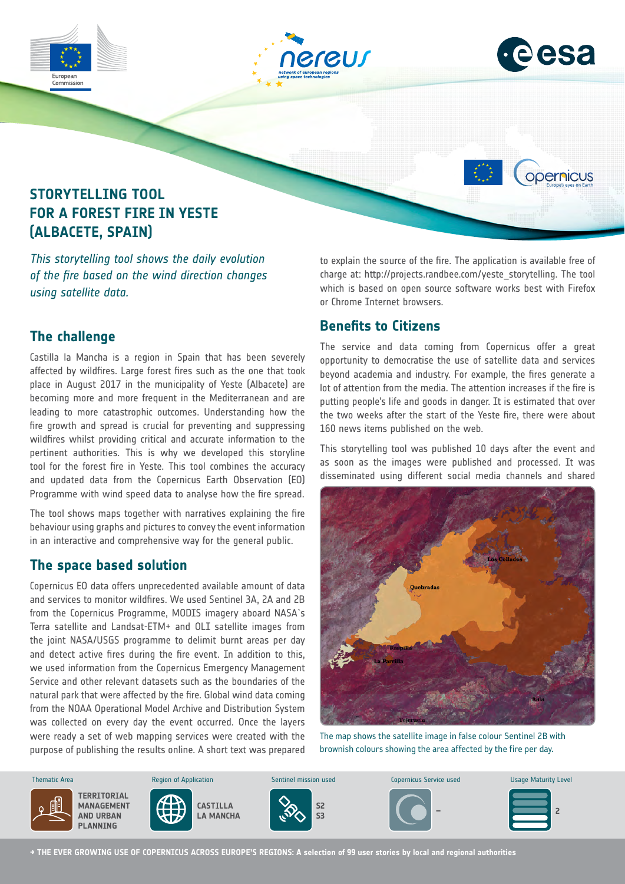# STORYTELLING TOOL FOR A FOREST FIRE IN YESTE (ALBACETE, SPAIN)

*This storytelling tool shows the daily evolution of the fire based on the wind direction changes using satellite data.*

## The challenge

Castilla la Mancha is a region in Spain that has been severely affected by wildfires. Large forest fires such as the one that took place in August 2017 in the municipality of Yeste (Albacete) are becoming more and more frequent in the Mediterranean and are leading to more catastrophic outcomes. Understanding how the fire growth and spread is crucial for preventing and suppressing wildfires whilst providing critical and accurate information to the pertinent authorities. This is why we developed this storyline tool for the forest fire in Yeste. This tool combines the accuracy and updated data from the Copernicus Earth Observation (EO) Programme with wind speed data to analyse how the fire spread.

The tool shows maps together with narratives explaining the fire behaviour using graphs and pictures to convey the event information in an interactive and comprehensive way for the general public.

## The space based solution

Copernicus EO data offers unprecedented available amount of data and services to monitor wildfires. We used Sentinel 3A, 2A and 2B from the Copernicus Programme, MODIS imagery aboard NASA`s Terra satellite and Landsat-ETM+ and OLI satellite images from the joint NASA/USGS programme to delimit burnt areas per day and detect active fires during the fire event. In addition to this, we used information from the Copernicus Emergency Management Service and other relevant datasets such as the boundaries of the natural park that were affected by the fire. Global wind data coming from the NOAA Operational Model Archive and Distribution System was collected on every day the event occurred. Once the layers were ready a set of web mapping services were created with the purpose of publishing the results online. A short text was prepared to explain the source of the fire. The application is available free of charge at: http://projects.randbee.com/yeste_storytelling. The tool which is based on open source software works best with Firefox or Chrome Internet browsers.

## Benefits to Citizens

The service and data coming from Copernicus offer a great opportunity to democratise the use of satellite data and services beyond academia and industry. For example, the fires generate a lot of attention from the media. The attention increases if the fire is putting people's life and goods in danger. It is estimated that over the two weeks after the start of the Yeste fire, there were about 160 news items published on the web.

This storytelling tool was published 10 days after the event and as soon as the images were published and processed. It was disseminated using different social media channels and shared

The map shows the satellite image in false colour Sentinel 2B with brownish colours showing the area affected by the fire per day.

| Thematic Area | Region of Application | Sentinel mission used | Copernicus Service used | Usage Maturity Level |
|---|---|---|---|---|
| TERRITORIAL MANAGEMENT AND URBAN PLANNING | CASTILLA LA MANCHA | S2 S3 | – | 2 |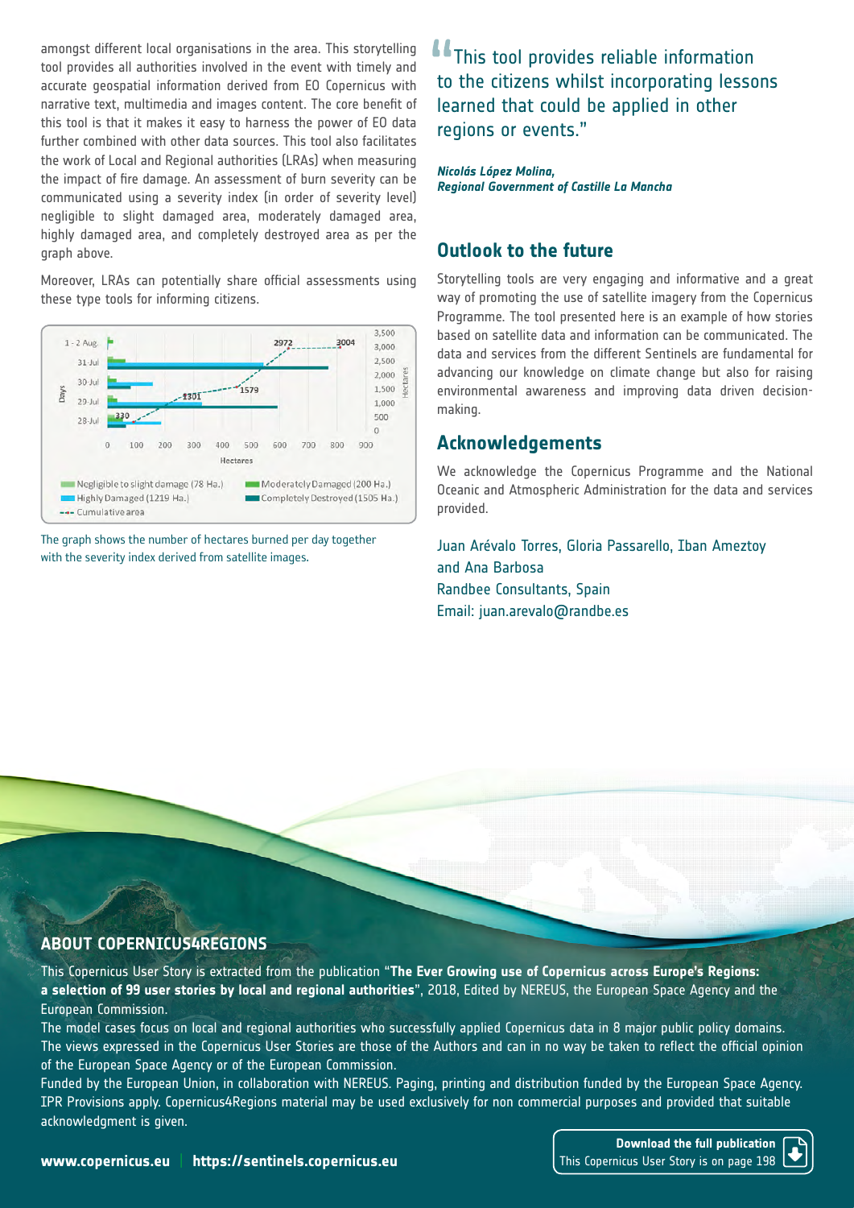amongst different local organisations in the area. This storytelling tool provides all authorities involved in the event with timely and accurate geospatial information derived from EO Copernicus with narrative text, multimedia and images content. The core benefit of this tool is that it makes it easy to harness the power of EO data further combined with other data sources. This tool also facilitates the work of Local and Regional authorities (LRAs) when measuring the impact of fire damage. An assessment of burn severity can be communicated using a severity index (in order of severity level) negligible to slight damaged area, moderately damaged area, highly damaged area, and completely destroyed area as per the graph above.

Moreover, LRAs can potentially share official assessments using these type tools for informing citizens.

Days
1 - 2 Aug.
31-Jul
30-Jul
29-Jul
28-Jul
0 100 200 300 400 500 600 700 800 900
Hectares
3,500
3,000
2,500
2,000
1,500
1,000
500
0
Hectares
330
1301
1579
2972
3004
Negligible to slight damage (78 Ha.)
Moderately Damaged (200 Ha.)
Highly Damaged (1219 Ha.)
Completely Destroyed (1505 Ha.)
Cumulative area

The graph shows the number of hectares burned per day together with the severity index derived from satellite images.

> "This tool provides reliable information to the citizens whilst incorporating lessons learned that could be applied in other regions or events."
>
> ***Nicolás López Molina,***
> ***Regional Government of Castille La Mancha***

## Outlook to the future

Storytelling tools are very engaging and informative and a great way of promoting the use of satellite imagery from the Copernicus Programme. The tool presented here is an example of how stories based on satellite data and information can be communicated. The data and services from the different Sentinels are fundamental for advancing our knowledge on climate change but also for raising environmental awareness and improving data driven decision-making.

## Acknowledgements

We acknowledge the Copernicus Programme and the National Oceanic and Atmospheric Administration for the data and services provided.

Juan Arévalo Torres, Gloria Passarello, Iban Ameztoy and Ana Barbosa
Randbee Consultants, Spain
Email: juan.arevalo@randbe.es

## ABOUT COPERNICUS4REGIONS

This Copernicus User Story is extracted from the publication "**The Ever Growing use of Copernicus across Europe's Regions: a selection of 99 user stories by local and regional authorities**", 2018, Edited by NEREUS, the European Space Agency and the European Commission.
The model cases focus on local and regional authorities who successfully applied Copernicus data in 8 major public policy domains.
The views expressed in the Copernicus User Stories are those of the Authors and can in no way be taken to reflect the official opinion of the European Space Agency or of the European Commission.
Funded by the European Union, in collaboration with NEREUS. Paging, printing and distribution funded by the European Space Agency.
IPR Provisions apply. Copernicus4Regions material may be used exclusively for non commercial purposes and provided that suitable acknowledgment is given.

**www.copernicus.eu** | **https://sentinels.copernicus.eu**

**Download the full publication**
This Copernicus User Story is on page 198